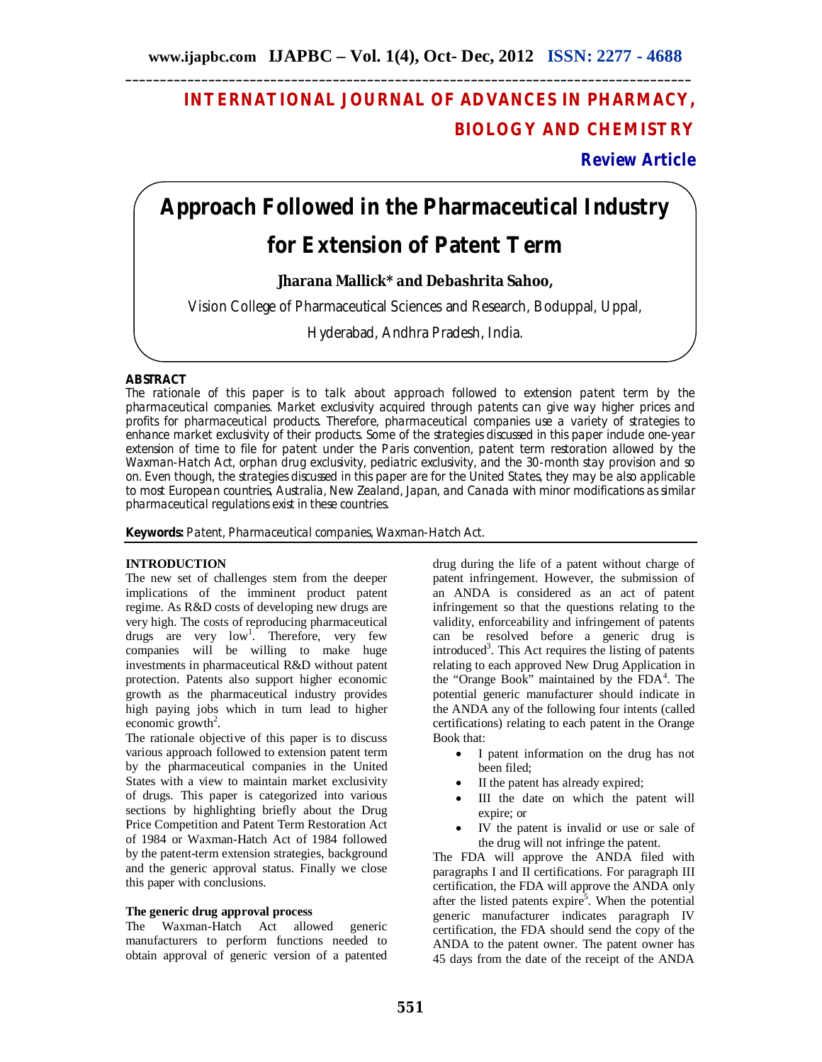# INTERNATIONAL JOURNAL OF ADVANCES IN PHARMACY, BIOLOGY AND CHEMISTRY

**Review Article**

# Approach Followed in the Pharmaceutical Industry for Extension of Patent Term

**Jharana Mallick* and Debashrita Sahoo,**

Vision College of Pharmaceutical Sciences and Research, Boduppal, Uppal, Hyderabad, Andhra Pradesh, India.

## ABSTRACT

The rationale of this paper is to talk about approach followed to extension patent term by the pharmaceutical companies. Market exclusivity acquired through patents can give way higher prices and profits for pharmaceutical products. Therefore, pharmaceutical companies use a variety of strategies to enhance market exclusivity of their products. Some of the strategies discussed in this paper include one-year extension of time to file for patent under the Paris convention, patent term restoration allowed by the Waxman-Hatch Act, orphan drug exclusivity, pediatric exclusivity, and the 30-month stay provision and so on. Even though, the strategies discussed in this paper are for the United States, they may be also applicable to most European countries, Australia, New Zealand, Japan, and Canada with minor modifications as similar pharmaceutical regulations exist in these countries.

**Keywords:** Patent, Pharmaceutical companies, Waxman-Hatch Act.

## INTRODUCTION

The new set of challenges stem from the deeper implications of the imminent product patent regime. As R&D costs of developing new drugs are very high. The costs of reproducing pharmaceutical drugs are very low[1]. Therefore, very few companies will be willing to make huge investments in pharmaceutical R&D without patent protection. Patents also support higher economic growth as the pharmaceutical industry provides high paying jobs which in turn lead to higher economic growth[2].

The rationale objective of this paper is to discuss various approach followed to extension patent term by the pharmaceutical companies in the United States with a view to maintain market exclusivity of drugs. This paper is categorized into various sections by highlighting briefly about the Drug Price Competition and Patent Term Restoration Act of 1984 or Waxman-Hatch Act of 1984 followed by the patent-term extension strategies, background and the generic approval status. Finally we close this paper with conclusions.

### The generic drug approval process

The Waxman-Hatch Act allowed generic manufacturers to perform functions needed to obtain approval of generic version of a patented drug during the life of a patent without charge of patent infringement. However, the submission of an ANDA is considered as an act of patent infringement so that the questions relating to the validity, enforceability and infringement of patents can be resolved before a generic drug is introduced[3]. This Act requires the listing of patents relating to each approved New Drug Application in the "Orange Book" maintained by the FDA[4]. The potential generic manufacturer should indicate in the ANDA any of the following four intents (called certifications) relating to each patent in the Orange Book that:

- I patent information on the drug has not been filed;
- II the patent has already expired;
- III the date on which the patent will expire; or
- IV the patent is invalid or use or sale of the drug will not infringe the patent.

The FDA will approve the ANDA filed with paragraphs I and II certifications. For paragraph III certification, the FDA will approve the ANDA only after the listed patents expire[5]. When the potential generic manufacturer indicates paragraph IV certification, the FDA should send the copy of the ANDA to the patent owner. The patent owner has 45 days from the date of the receipt of the ANDA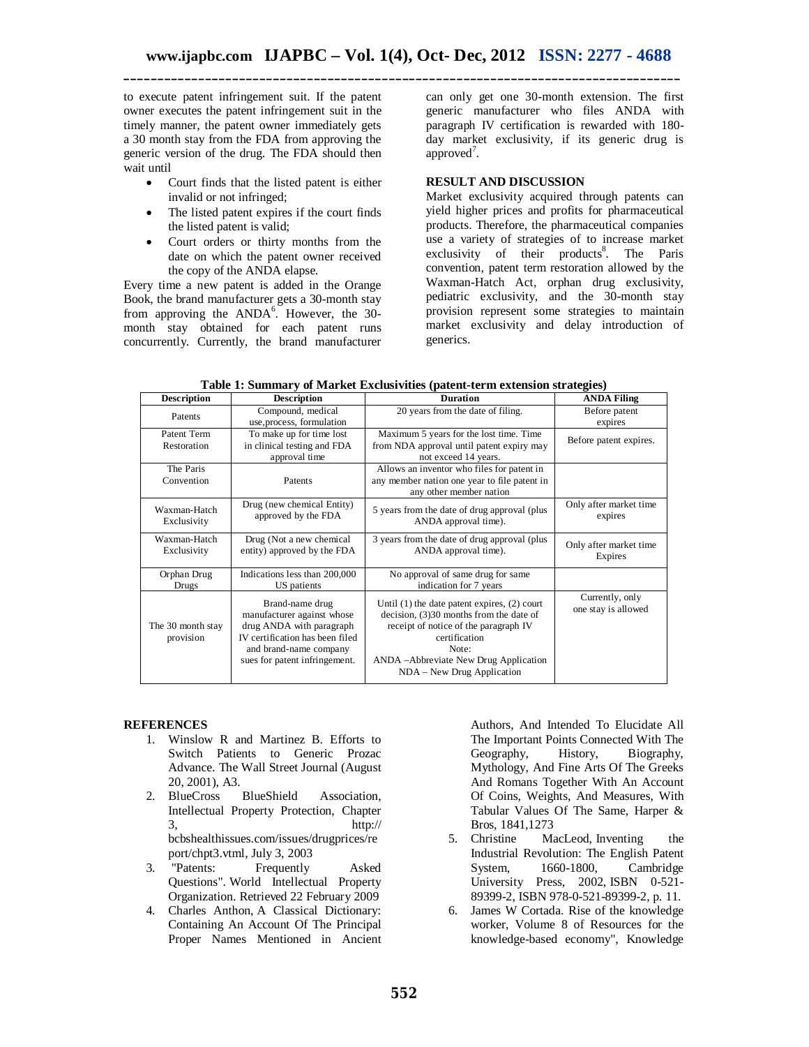to execute patent infringement suit. If the patent owner executes the patent infringement suit in the timely manner, the patent owner immediately gets a 30 month stay from the FDA from approving the generic version of the drug. The FDA should then wait until

- Court finds that the listed patent is either invalid or not infringed;
- The listed patent expires if the court finds the listed patent is valid;
- Court orders or thirty months from the date on which the patent owner received the copy of the ANDA elapse.

Every time a new patent is added in the Orange Book, the brand manufacturer gets a 30-month stay from approving the ANDA[6]. However, the 30-month stay obtained for each patent runs concurrently. Currently, the brand manufacturer can only get one 30-month extension. The first generic manufacturer who files ANDA with paragraph IV certification is rewarded with 180-day market exclusivity, if its generic drug is approved[7].

## RESULT AND DISCUSSION

Market exclusivity acquired through patents can yield higher prices and profits for pharmaceutical products. Therefore, the pharmaceutical companies use a variety of strategies of to increase market exclusivity of their products[8]. The Paris convention, patent term restoration allowed by the Waxman-Hatch Act, orphan drug exclusivity, pediatric exclusivity, and the 30-month stay provision represent some strategies to maintain market exclusivity and delay introduction of generics.

**Table 1: Summary of Market Exclusivities (patent-term extension strategies)**

| Description | Description | Duration | ANDA Filing |
|---|---|---|---|
| Patents | Compound, medical use,process, formulation | 20 years from the date of filing. | Before patent expires |
| Patent Term Restoration | To make up for time lost in clinical testing and FDA approval time | Maximum 5 years for the lost time. Time from NDA approval until patent expiry may not exceed 14 years. | Before patent expires. |
| The Paris Convention | Patents | Allows an inventor who files for patent in any member nation one year to file patent in any other member nation | |
| Waxman-Hatch Exclusivity | Drug (new chemical Entity) approved by the FDA | 5 years from the date of drug approval (plus ANDA approval time). | Only after market time expires |
| Waxman-Hatch Exclusivity | Drug (Not a new chemical entity) approved by the FDA | 3 years from the date of drug approval (plus ANDA approval time). | Only after market time Expires |
| Orphan Drug Drugs | Indications less than 200,000 US patients | No approval of same drug for same indication for 7 years | |
| The 30 month stay provision | Brand-name drug manufacturer against whose drug ANDA with paragraph IV certification has been filed and brand-name company sues for patent infringement. | Until (1) the date patent expires, (2) court decision, (3)30 months from the date of receipt of notice of the paragraph IV certification<br>Note:<br>ANDA –Abbreviate New Drug Application<br>NDA – New Drug Application | Currently, only one stay is allowed |

## REFERENCES

1. Winslow R and Martinez B. Efforts to Switch Patients to Generic Prozac Advance. The Wall Street Journal (August 20, 2001), A3.
2. BlueCross BlueShield Association, Intellectual Property Protection, Chapter 3, http:// bcbshealthissues.com/issues/drugprices/report/chpt3.vtml, July 3, 2003
3. "Patents: Frequently Asked Questions". World Intellectual Property Organization. Retrieved 22 February 2009
4. Charles Anthon, A Classical Dictionary: Containing An Account Of The Principal Proper Names Mentioned in Ancient Authors, And Intended To Elucidate All The Important Points Connected With The Geography, History, Biography, Mythology, And Fine Arts Of The Greeks And Romans Together With An Account Of Coins, Weights, And Measures, With Tabular Values Of The Same, Harper & Bros, 1841,1273
5. Christine MacLeod, Inventing the Industrial Revolution: The English Patent System, 1660-1800, Cambridge University Press, 2002, ISBN 0-521-89399-2, ISBN 978-0-521-89399-2, p. 11.
6. James W Cortada. Rise of the knowledge worker, Volume 8 of Resources for the knowledge-based economy", Knowledge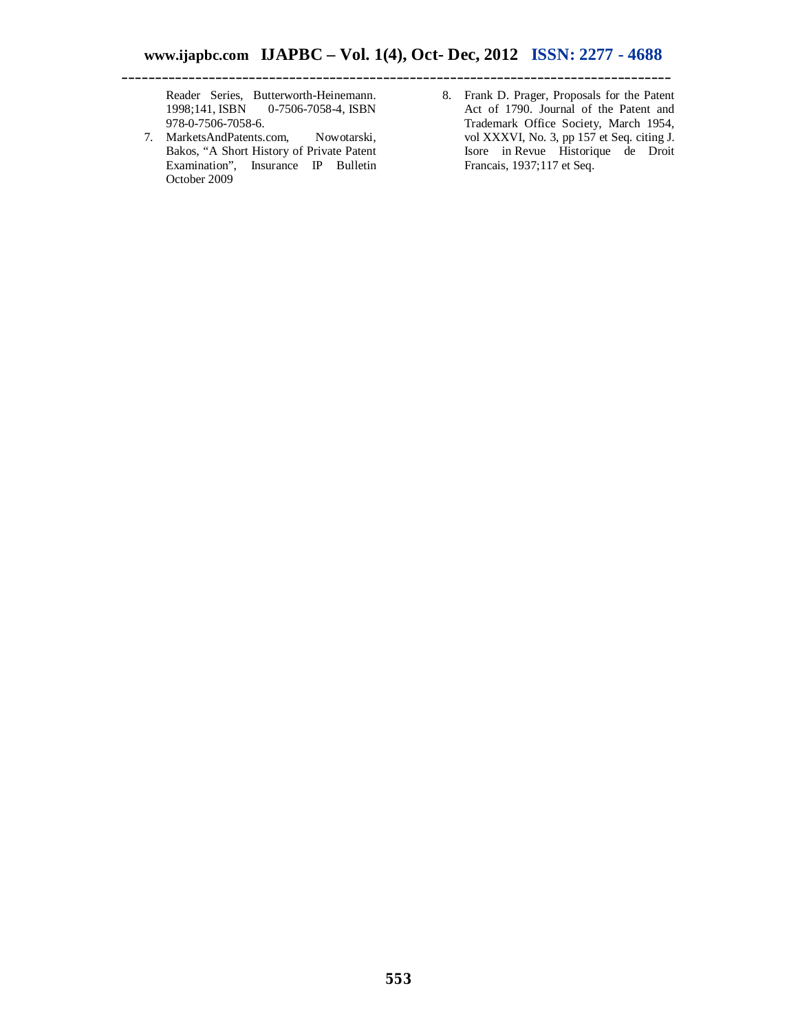Reader Series, Butterworth-Heinemann. 1998;141, ISBN 0-7506-7058-4, ISBN 978-0-7506-7058-6.

7. MarketsAndPatents.com, Nowotarski, Bakos, “A Short History of Private Patent Examination”, Insurance IP Bulletin October 2009
8. Frank D. Prager, Proposals for the Patent Act of 1790. Journal of the Patent and Trademark Office Society, March 1954, vol XXXVI, No. 3, pp 157 et Seq. citing J. Isore in Revue Historique de Droit Francais, 1937;117 et Seq.